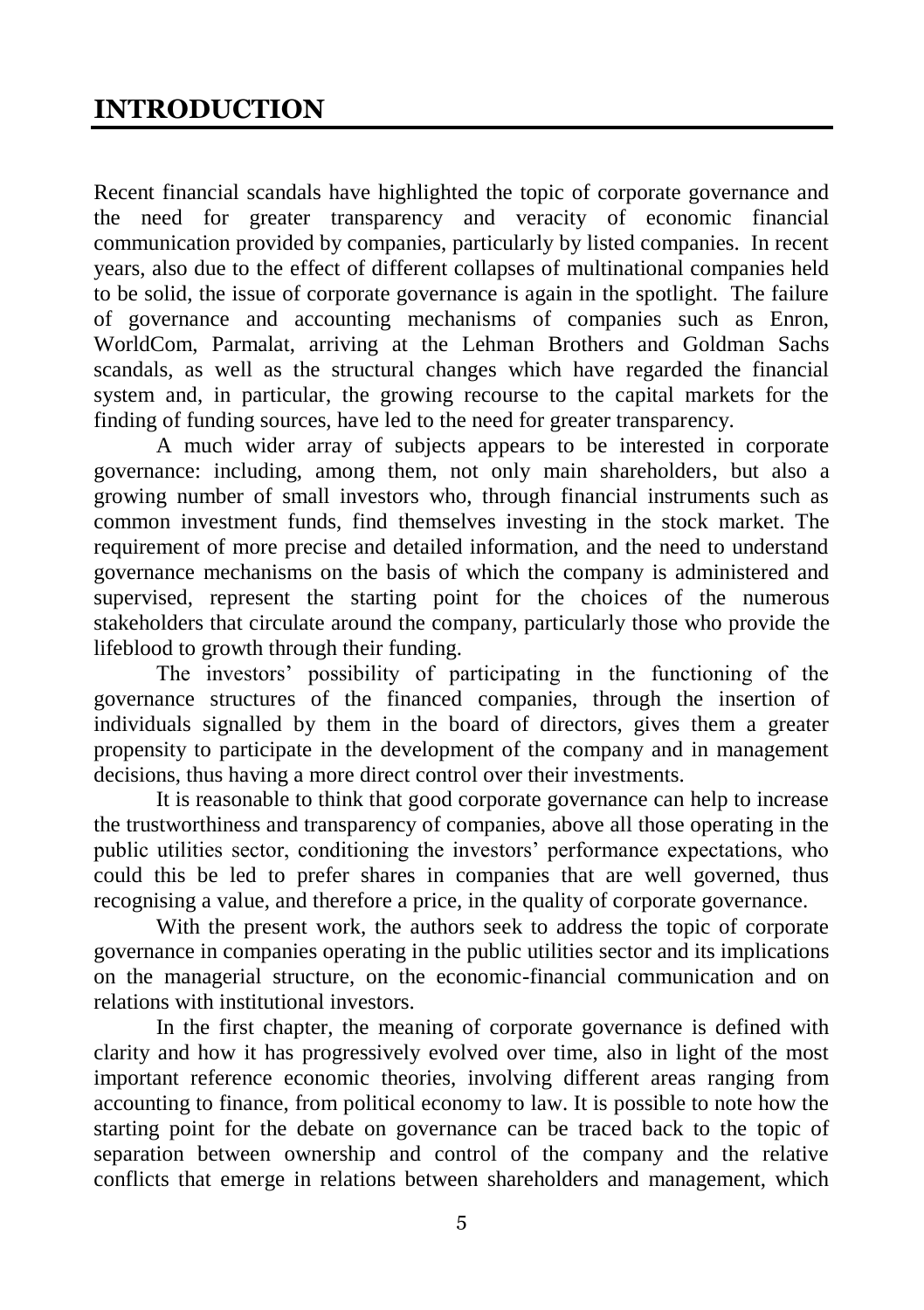# INTRODUCTION

Recent financial scandals have highlighted the topic of corporate governance and the need for greater transparency and veracity of economic financial communication provided by companies, particularly by listed companies. In recent years, also due to the effect of different collapses of multinational companies held to be solid, the issue of corporate governance is again in the spotlight. The failure of governance and accounting mechanisms of companies such as Enron, WorldCom, Parmalat, arriving at the Lehman Brothers and Goldman Sachs scandals, as well as the structural changes which have regarded the financial system and, in particular, the growing recourse to the capital markets for the finding of funding sources, have led to the need for greater transparency.

A much wider array of subjects appears to be interested in corporate governance: including, among them, not only main shareholders, but also a growing number of small investors who, through financial instruments such as common investment funds, find themselves investing in the stock market. The requirement of more precise and detailed information, and the need to understand governance mechanisms on the basis of which the company is administered and supervised, represent the starting point for the choices of the numerous stakeholders that circulate around the company, particularly those who provide the lifeblood to growth through their funding.

The investors' possibility of participating in the functioning of the governance structures of the financed companies, through the insertion of individuals signalled by them in the board of directors, gives them a greater propensity to participate in the development of the company and in management decisions, thus having a more direct control over their investments.

It is reasonable to think that good corporate governance can help to increase the trustworthiness and transparency of companies, above all those operating in the public utilities sector, conditioning the investors' performance expectations, who could this be led to prefer shares in companies that are well governed, thus recognising a value, and therefore a price, in the quality of corporate governance.

With the present work, the authors seek to address the topic of corporate governance in companies operating in the public utilities sector and its implications on the managerial structure, on the economic-financial communication and on relations with institutional investors.

In the first chapter, the meaning of corporate governance is defined with clarity and how it has progressively evolved over time, also in light of the most important reference economic theories, involving different areas ranging from accounting to finance, from political economy to law. It is possible to note how the starting point for the debate on governance can be traced back to the topic of separation between ownership and control of the company and the relative conflicts that emerge in relations between shareholders and management, which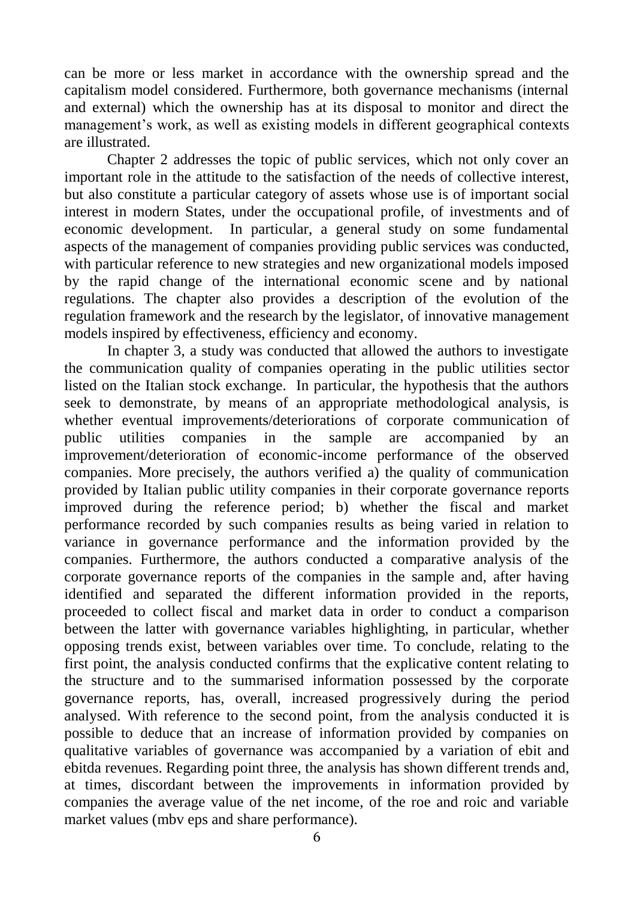can be more or less market in accordance with the ownership spread and the capitalism model considered. Furthermore, both governance mechanisms (internal and external) which the ownership has at its disposal to monitor and direct the management's work, as well as existing models in different geographical contexts are illustrated.

Chapter 2 addresses the topic of public services, which not only cover an important role in the attitude to the satisfaction of the needs of collective interest, but also constitute a particular category of assets whose use is of important social interest in modern States, under the occupational profile, of investments and of economic development. In particular, a general study on some fundamental aspects of the management of companies providing public services was conducted, with particular reference to new strategies and new organizational models imposed by the rapid change of the international economic scene and by national regulations. The chapter also provides a description of the evolution of the regulation framework and the research by the legislator, of innovative management models inspired by effectiveness, efficiency and economy.

In chapter 3, a study was conducted that allowed the authors to investigate the communication quality of companies operating in the public utilities sector listed on the Italian stock exchange. In particular, the hypothesis that the authors seek to demonstrate, by means of an appropriate methodological analysis, is whether eventual improvements/deteriorations of corporate communication of public utilities companies in the sample are accompanied by an improvement/deterioration of economic-income performance of the observed companies. More precisely, the authors verified a) the quality of communication provided by Italian public utility companies in their corporate governance reports improved during the reference period; b) whether the fiscal and market performance recorded by such companies results as being varied in relation to variance in governance performance and the information provided by the companies. Furthermore, the authors conducted a comparative analysis of the corporate governance reports of the companies in the sample and, after having identified and separated the different information provided in the reports, proceeded to collect fiscal and market data in order to conduct a comparison between the latter with governance variables highlighting, in particular, whether opposing trends exist, between variables over time. To conclude, relating to the first point, the analysis conducted confirms that the explicative content relating to the structure and to the summarised information possessed by the corporate governance reports, has, overall, increased progressively during the period analysed. With reference to the second point, from the analysis conducted it is possible to deduce that an increase of information provided by companies on qualitative variables of governance was accompanied by a variation of ebit and ebitda revenues. Regarding point three, the analysis has shown different trends and, at times, discordant between the improvements in information provided by companies the average value of the net income, of the roe and roic and variable market values (mbv eps and share performance).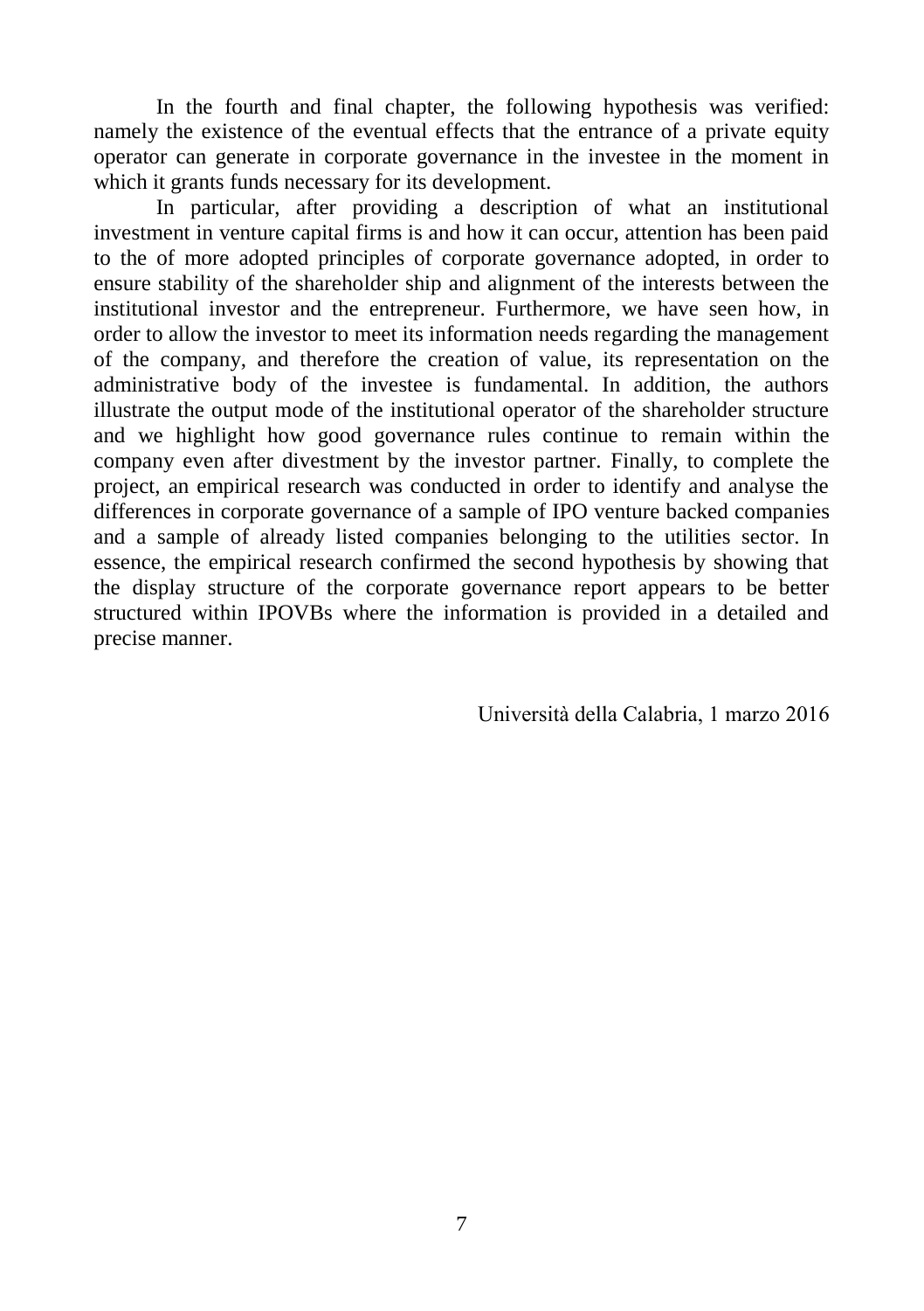In the fourth and final chapter, the following hypothesis was verified: namely the existence of the eventual effects that the entrance of a private equity operator can generate in corporate governance in the investee in the moment in which it grants funds necessary for its development.

In particular, after providing a description of what an institutional investment in venture capital firms is and how it can occur, attention has been paid to the of more adopted principles of corporate governance adopted, in order to ensure stability of the shareholder ship and alignment of the interests between the institutional investor and the entrepreneur. Furthermore, we have seen how, in order to allow the investor to meet its information needs regarding the management of the company, and therefore the creation of value, its representation on the administrative body of the investee is fundamental. In addition, the authors illustrate the output mode of the institutional operator of the shareholder structure and we highlight how good governance rules continue to remain within the company even after divestment by the investor partner. Finally, to complete the project, an empirical research was conducted in order to identify and analyse the differences in corporate governance of a sample of IPO venture backed companies and a sample of already listed companies belonging to the utilities sector. In essence, the empirical research confirmed the second hypothesis by showing that the display structure of the corporate governance report appears to be better structured within IPOVBs where the information is provided in a detailed and precise manner.

Università della Calabria, 1 marzo 2016